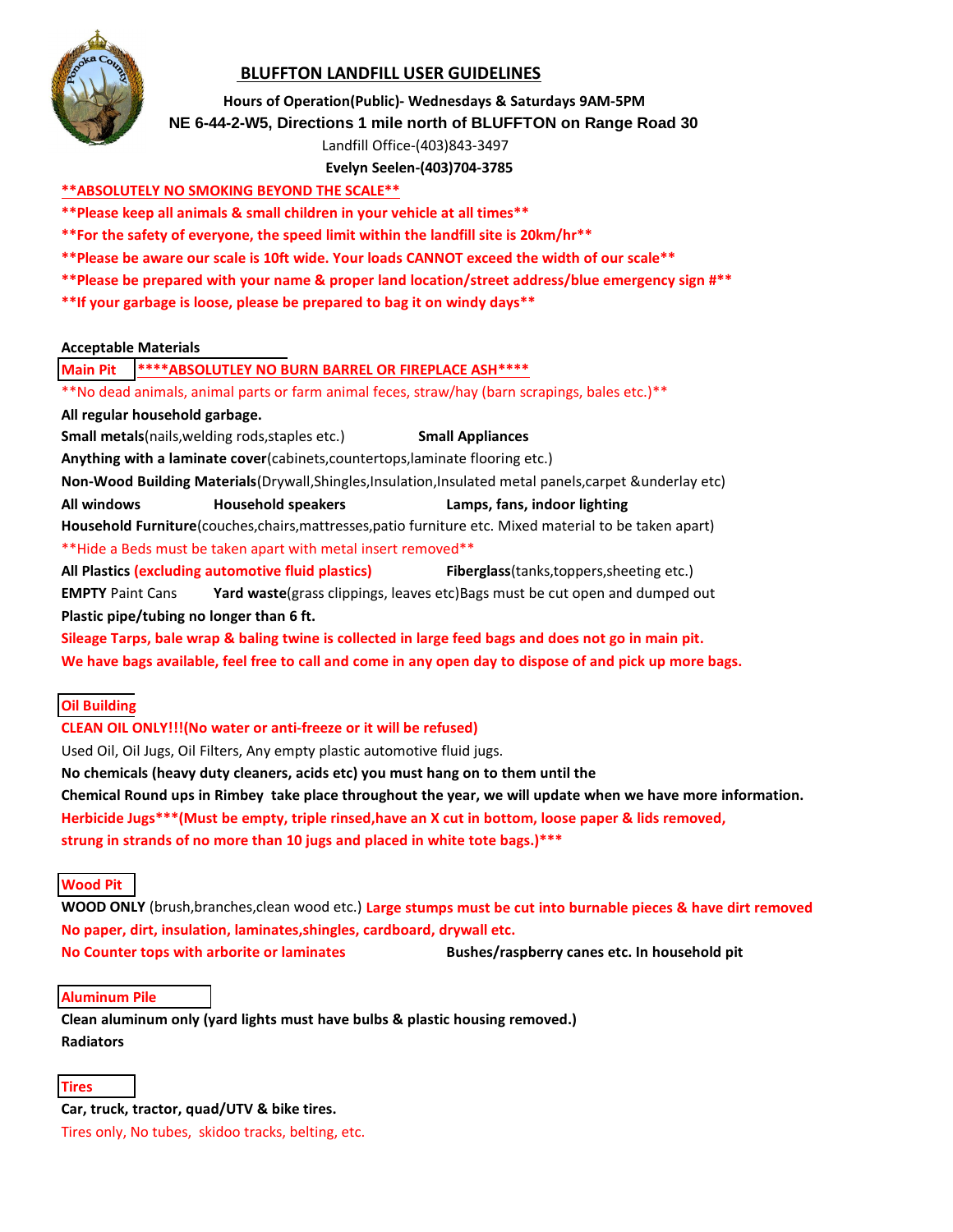# BLUFFTON LANDFILL USER GUIDELINES

**Hours of Operation(Public)- Wednesdays & Saturdays 9AM-5PM**

**NE 6-44-2-W5, Directions 1 mile north of BLUFFTON on Range Road 30**

Landfill Office-(403)843-3497

**Evelyn Seelen-(403)704-3785**

**\*\*ABSOLUTELY NO SMOKING BEYOND THE SCALE\*\***

**\*\*Please keep all animals & small children in your vehicle at all times\*\***

**\*\*For the safety of everyone, the speed limit within the landfill site is 20km/hr\*\***

**\*\*Please be aware our scale is 10ft wide. Your loads CANNOT exceed the width of our scale\*\***

**\*\*Please be prepared with your name & proper land location/street address/blue emergency sign #\*\***

**\*\*If your garbage is loose, please be prepared to bag it on windy days\*\***

**Acceptable Materials**

## Main Pit

**\*\*\*\*ABSOLUTLEY NO BURN BARREL OR FIREPLACE ASH\*\*\*\***

\*\*No dead animals, animal parts or farm animal feces, straw/hay (barn scrapings, bales etc.)\*\*

**All regular household garbage.**

**Small metals**(nails,welding rods,staples etc.) **Small Appliances**

**Anything with a laminate cover**(cabinets,countertops,laminate flooring etc.)

**Non-Wood Building Materials**(Drywall,Shingles,Insulation,Insulated metal panels,carpet &underlay etc)

**All windows** **Household speakers** **Lamps, fans, indoor lighting**

**Household Furniture**(couches,chairs,mattresses,patio furniture etc. Mixed material to be taken apart)

\*\*Hide a Beds must be taken apart with metal insert removed\*\*

**All Plastics (excluding automotive fluid plastics)** **Fiberglass**(tanks,toppers,sheeting etc.)

**EMPTY** Paint Cans **Yard waste**(grass clippings, leaves etc)Bags must be cut open and dumped out

**Plastic pipe/tubing no longer than 6 ft.**

**Sileage Tarps, bale wrap & baling twine is collected in large feed bags and does not go in main pit.**

**We have bags available, feel free to call and come in any open day to dispose of and pick up more bags.**

## Oil Building

**CLEAN OIL ONLY!!!(No water or anti-freeze or it will be refused)**

Used Oil, Oil Jugs, Oil Filters, Any empty plastic automotive fluid jugs.

**No chemicals (heavy duty cleaners, acids etc) you must hang on to them until the Chemical Round ups in Rimbey take place throughout the year, we will update when we have more information.**

**Herbicide Jugs\*\*\*(Must be empty, triple rinsed,have an X cut in bottom, loose paper & lids removed, strung in strands of no more than 10 jugs and placed in white tote bags.)\*\*\***

## Wood Pit

**WOOD ONLY** (brush,branches,clean wood etc.) **Large stumps must be cut into burnable pieces & have dirt removed**

**No paper, dirt, insulation, laminates,shingles, cardboard, drywall etc.**

**No Counter tops with arborite or laminates** **Bushes/raspberry canes etc. In household pit**

## Aluminum Pile

**Clean aluminum only (yard lights must have bulbs & plastic housing removed.)**

**Radiators**

## Tires

**Car, truck, tractor, quad/UTV & bike tires.**

Tires only, No tubes, skidoo tracks, belting, etc.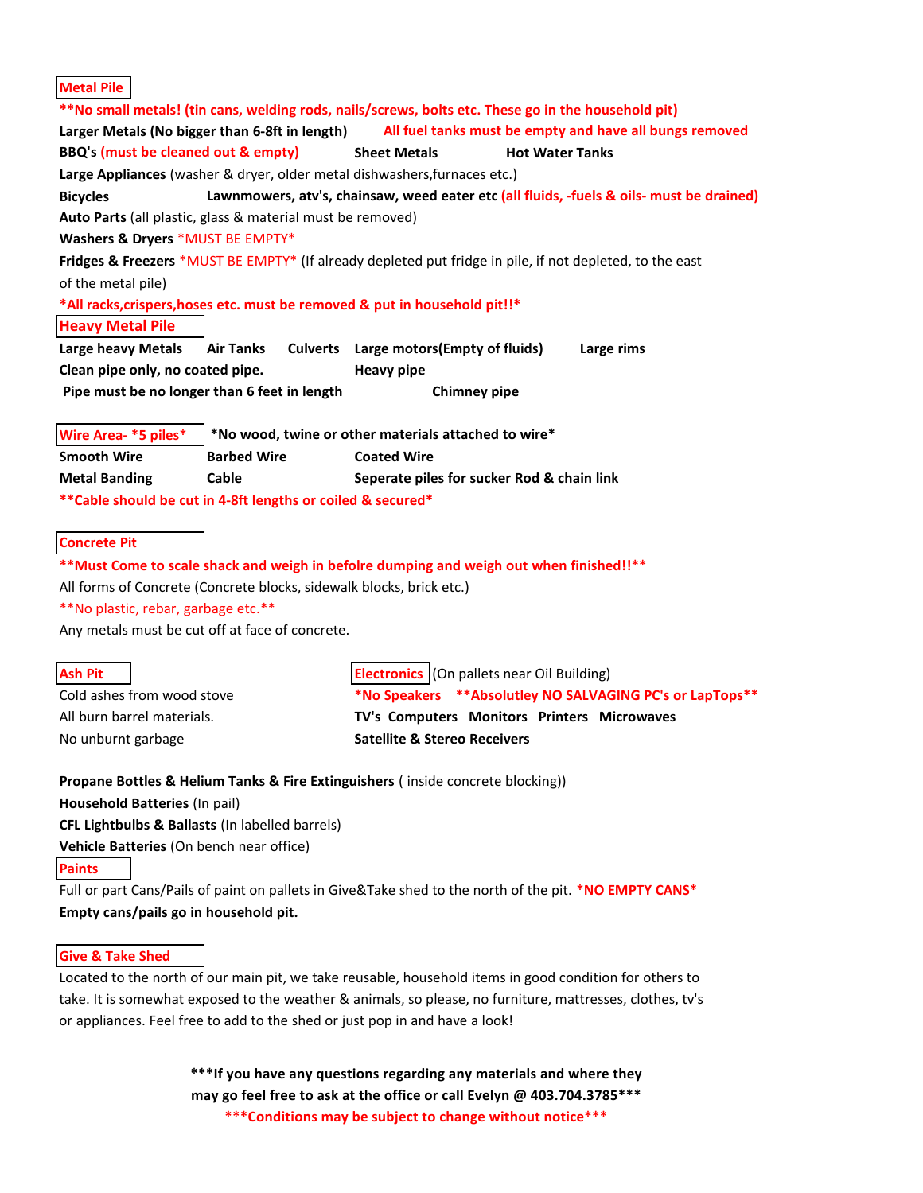## Metal Pile

**\*\*No small metals! (tin cans, welding rods, nails/screws, bolts etc. These go in the household pit)**

**Larger Metals (No bigger than 6-8ft in length)** **All fuel tanks must be empty and have all bungs removed**

**BBQ's (must be cleaned out & empty)** **Sheet Metals** **Hot Water Tanks**

**Large Appliances** (washer & dryer, older metal dishwashers,furnaces etc.)

**Bicycles** **Lawnmowers, atv's, chainsaw, weed eater etc (all fluids, -fuels & oils- must be drained)**

**Auto Parts** (all plastic, glass & material must be removed)

**Washers & Dryers** \*MUST BE EMPTY\*

**Fridges & Freezers** \*MUST BE EMPTY\* (If already depleted put fridge in pile, if not depleted, to the east of the metal pile)

**\*All racks,crispers,hoses etc. must be removed & put in household pit!!\***

## Heavy Metal Pile

**Large heavy Metals** **Air Tanks** **Culverts** **Large motors(Empty of fluids)** **Large rims**

**Clean pipe only, no coated pipe.** **Heavy pipe**

**Pipe must be no longer than 6 feet in length** **Chimney pipe**

## Wire Area- \*5 piles\*

**\*No wood, twine or other materials attached to wire\***

**Smooth Wire** **Barbed Wire** **Coated Wire**

**Metal Banding** **Cable** **Seperate piles for sucker Rod & chain link**

**\*\*Cable should be cut in 4-8ft lengths or coiled & secured\***

## Concrete Pit

**\*\*Must Come to scale shack and weigh in befolre dumping and weigh out when finished!!\*\***

All forms of Concrete (Concrete blocks, sidewalk blocks, brick etc.)

\*\*No plastic, rebar, garbage etc.\*\*

Any metals must be cut off at face of concrete.

## Ash Pit

Cold ashes from wood stove

All burn barrel materials.

No unburnt garbage

## Electronics

(On pallets near Oil Building)

**\*No Speakers** **\*\*Absolutley NO SALVAGING PC's or LapTops\*\***

**TV's** **Computers** **Monitors** **Printers** **Microwaves**

**Satellite & Stereo Receivers**

**Propane Bottles & Helium Tanks & Fire Extinguishers** ( inside concrete blocking))

**Household Batteries** (In pail)

**CFL Lightbulbs & Ballasts** (In labelled barrels)

**Vehicle Batteries** (On bench near office)

## Paints

Full or part Cans/Pails of paint on pallets in Give&Take shed to the north of the pit. **\*NO EMPTY CANS\***

**Empty cans/pails go in household pit.**

## Give & Take Shed

Located to the north of our main pit, we take reusable, household items in good condition for others to take. It is somewhat exposed to the weather & animals, so please, no furniture, mattresses, clothes, tv's or appliances. Feel free to add to the shed or just pop in and have a look!

**\*\*\*If you have any questions regarding any materials and where they may go feel free to ask at the office or call Evelyn @ 403.704.3785\*\*\***

**\*\*\*Conditions may be subject to change without notice\*\*\***